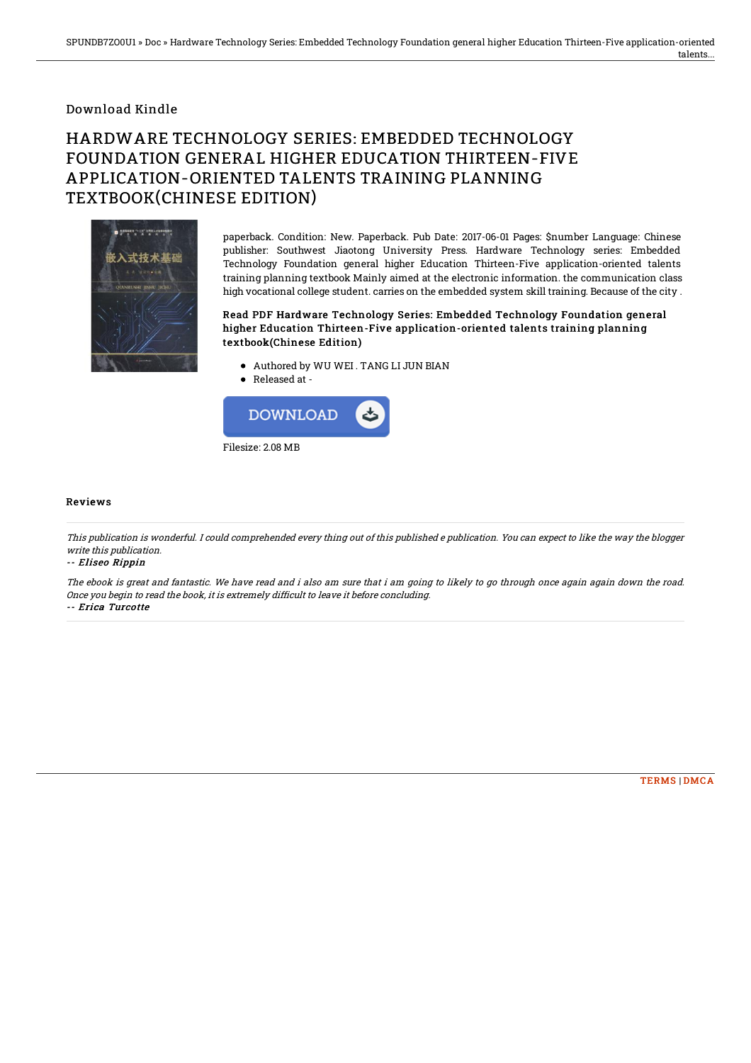Download Kindle

# HARDWARE TECHNOLOGY SERIES: EMBEDDED TECHNOLOGY FOUNDATION GENERAL HIGHER EDUCATION THIRTEEN-FIVE APPLICATION-ORIENTED TALENTS TRAINING PLANNING TEXTBOOK(CHINESE EDITION)

paperback. Condition: New. Paperback. Pub Date: 2017-06-01 Pages: $number Language: Chinese publisher: Southwest Jiaotong University Press. Hardware Technology series: Embedded Technology Foundation general higher Education Thirteen-Five application-oriented talents training planning textbook Mainly aimed at the electronic information. the communication class high vocational college student. carries on the embedded system skill training. Because of the city .

### Read PDF Hardware Technology Series: Embedded Technology Foundation general higher Education Thirteen-Five application-oriented talents training planning textbook(Chinese Edition)

- Authored by WU WEI . TANG LI JUN BIAN
- Released at -

DOWNLOAD

Filesize: 2.08 MB

## Reviews

*This publication is wonderful. I could comprehended every thing out of this published e publication. You can expect to like the way the blogger write this publication.*

*-- Eliseo Rippin*

*The ebook is great and fantastic. We have read and i also am sure that i am going to likely to go through once again again down the road. Once you begin to read the book, it is extremely difficult to leave it before concluding.*

*-- Erica Turcotte*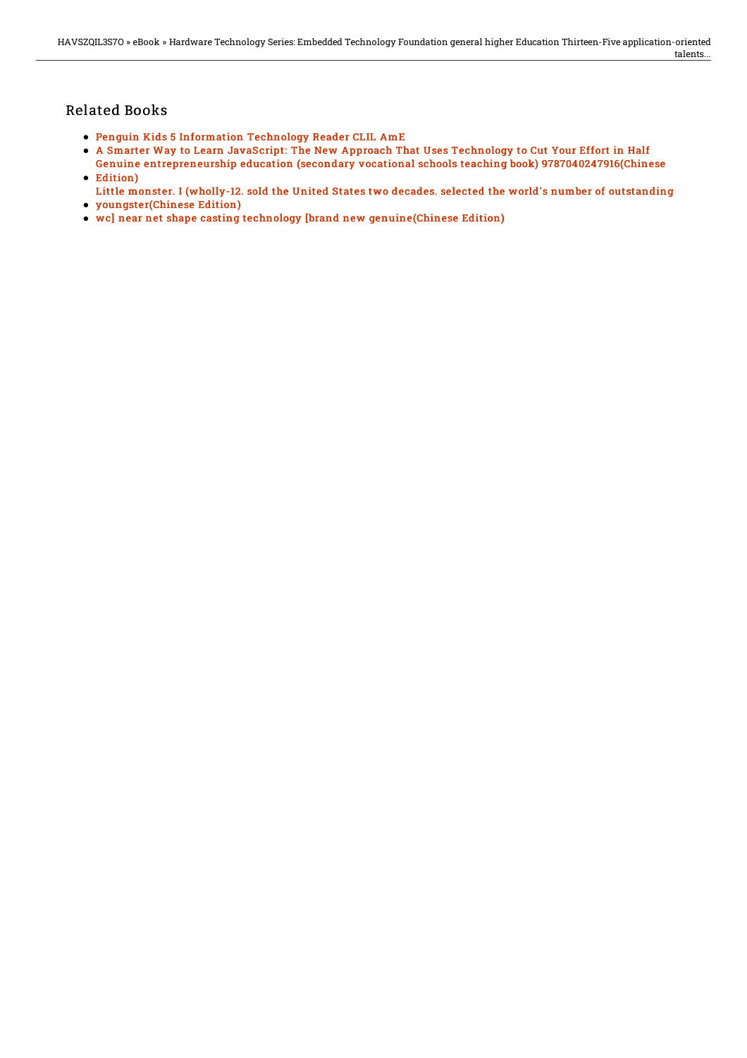## Related Books

- Penguin Kids 5 Information Technology Reader CLIL AmE
- A Smarter Way to Learn JavaScript: The New Approach That Uses Technology to Cut Your Effort in Half
- Genuine entrepreneurship education (secondary vocational schools teaching book) 9787040247916(Chinese Edition)
- Little monster. I (wholly-12. sold the United States two decades. selected the world's number of outstanding youngster(Chinese Edition)
- wc] near net shape casting technology [brand new genuine(Chinese Edition)